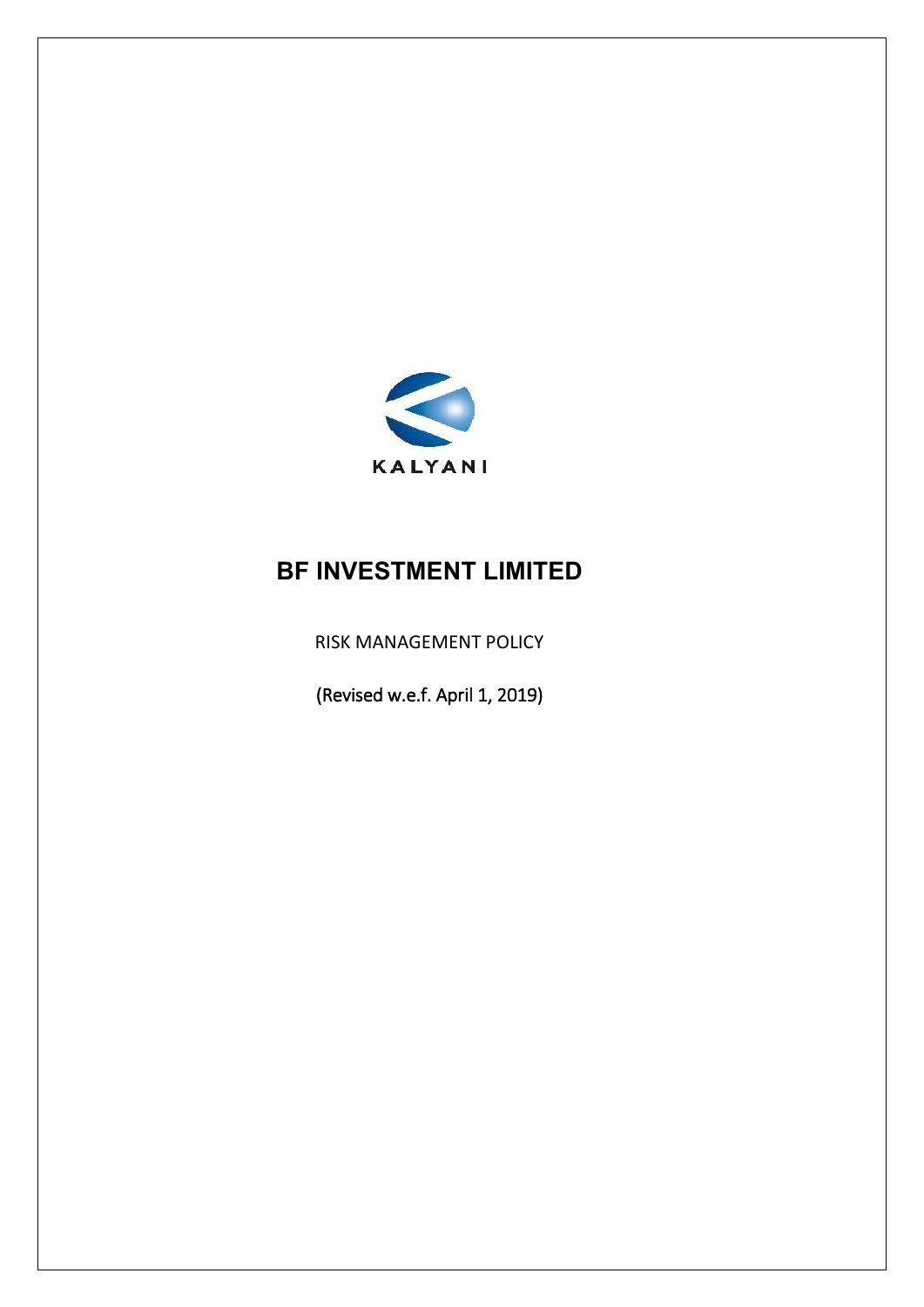KALYANI

# BF INVESTMENT LIMITED

RISK MANAGEMENT POLICY

(Revised w.e.f. April 1, 2019)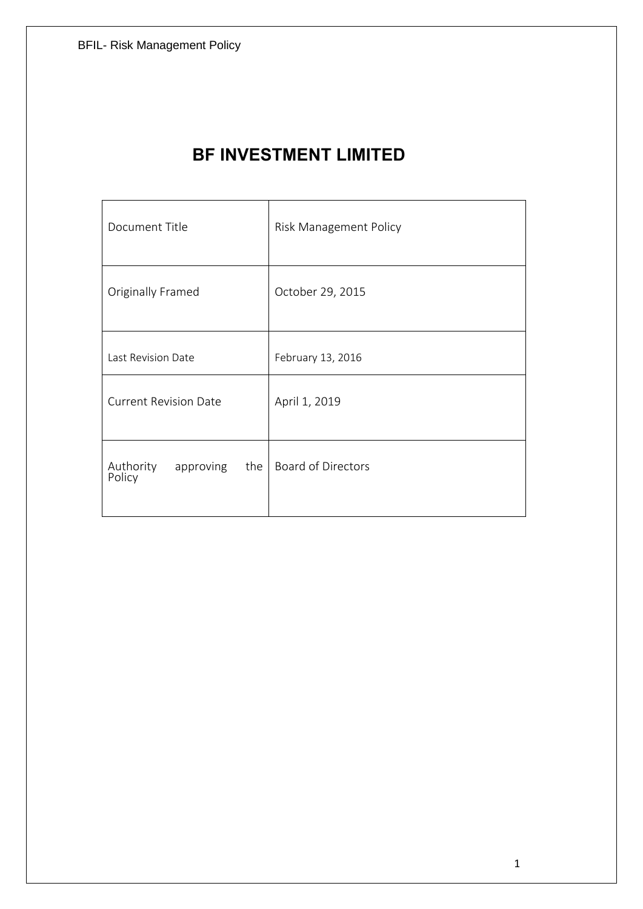# BF INVESTMENT LIMITED

| Document Title | Risk Management Policy |
|---|---|
| Originally Framed | October 29, 2015 |
| Last Revision Date | February 13, 2016 |
| Current Revision Date | April 1, 2019 |
| Authority approving the Policy | Board of Directors |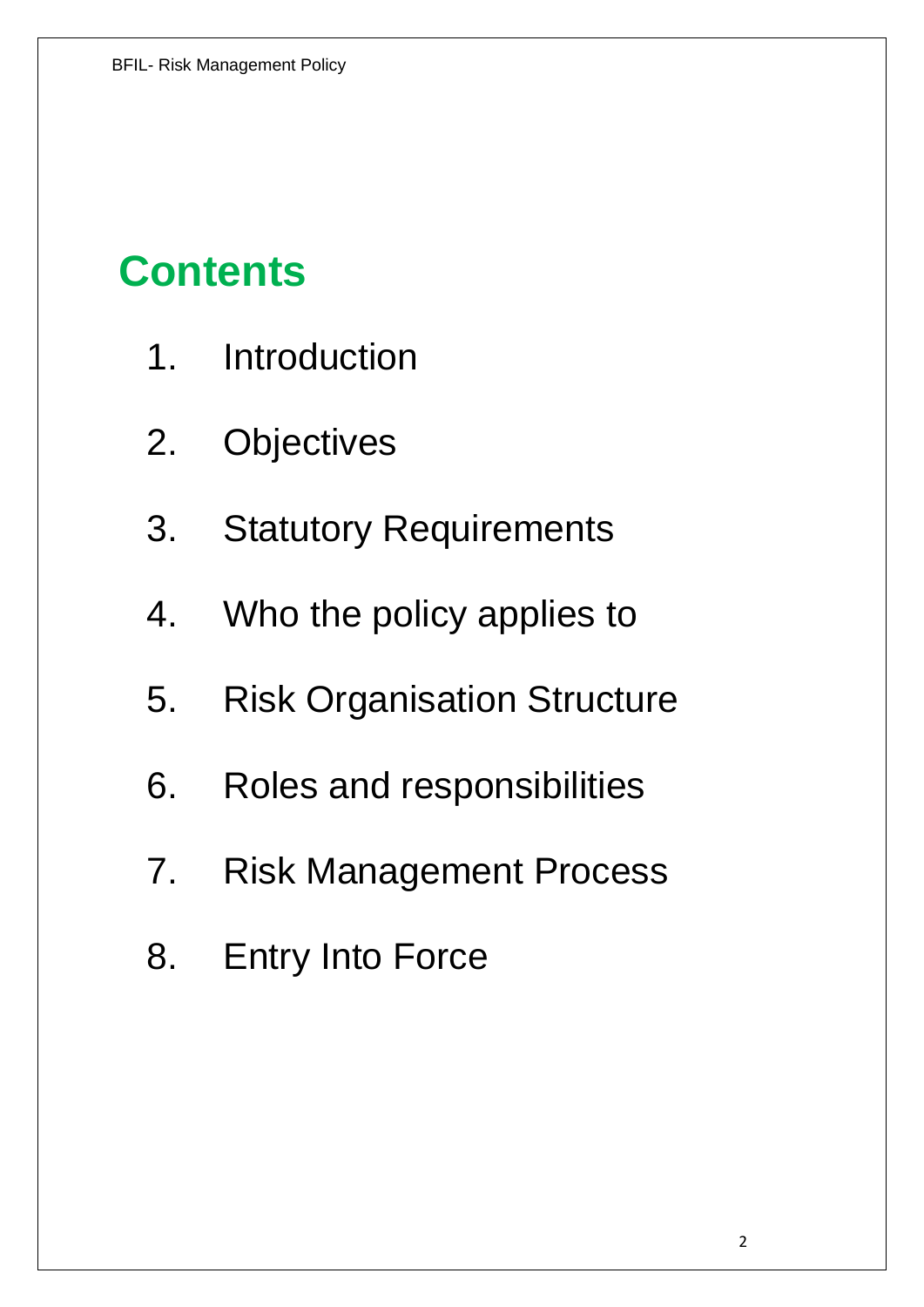# Contents

1. Introduction
2. Objectives
3. Statutory Requirements
4. Who the policy applies to
5. Risk Organisation Structure
6. Roles and responsibilities
7. Risk Management Process
8. Entry Into Force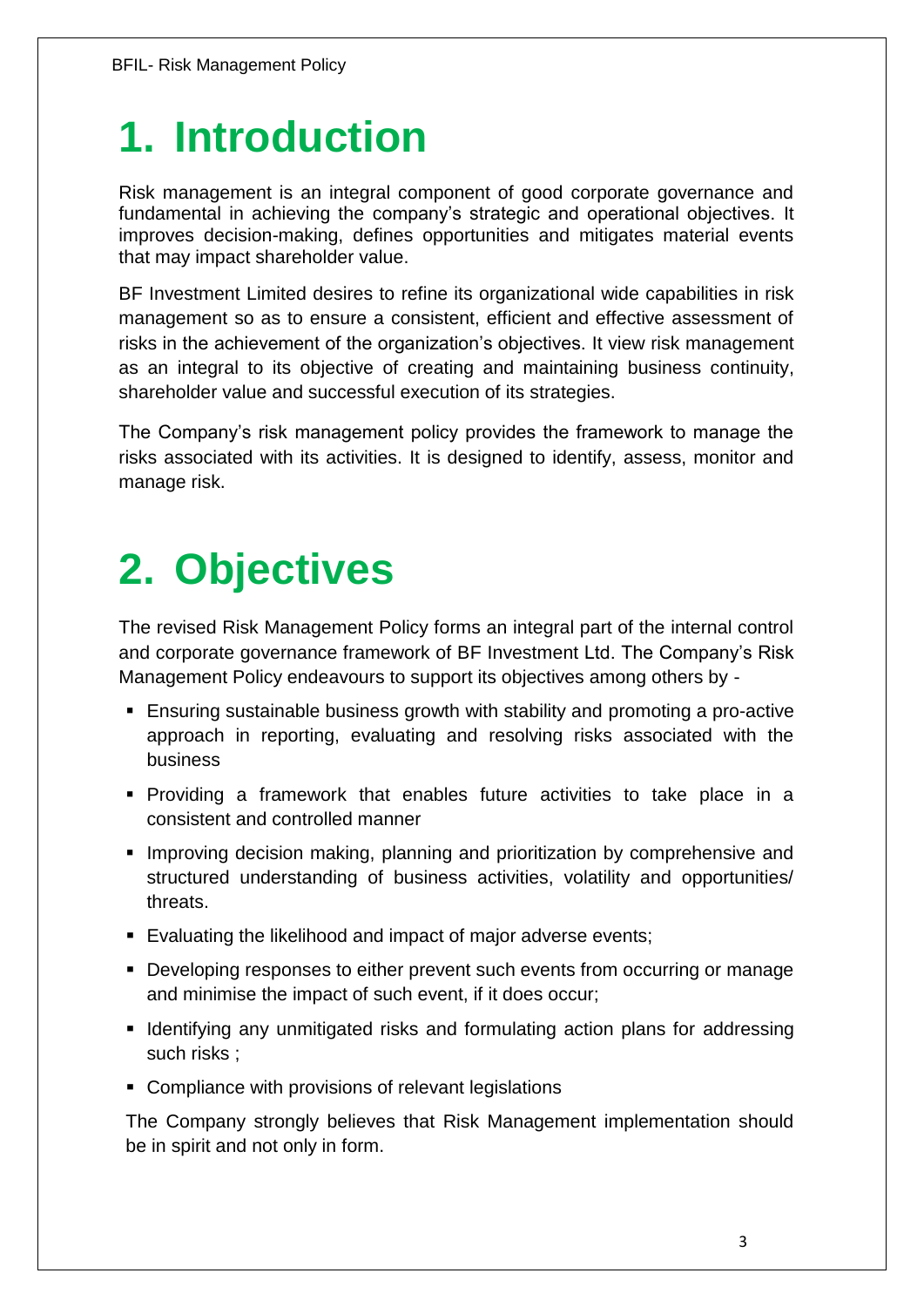# 1. Introduction

Risk management is an integral component of good corporate governance and fundamental in achieving the company's strategic and operational objectives. It improves decision-making, defines opportunities and mitigates material events that may impact shareholder value.

BF Investment Limited desires to refine its organizational wide capabilities in risk management so as to ensure a consistent, efficient and effective assessment of risks in the achievement of the organization's objectives. It view risk management as an integral to its objective of creating and maintaining business continuity, shareholder value and successful execution of its strategies.

The Company's risk management policy provides the framework to manage the risks associated with its activities. It is designed to identify, assess, monitor and manage risk.

# 2. Objectives

The revised Risk Management Policy forms an integral part of the internal control and corporate governance framework of BF Investment Ltd. The Company's Risk Management Policy endeavours to support its objectives among others by -

- Ensuring sustainable business growth with stability and promoting a pro-active approach in reporting, evaluating and resolving risks associated with the business
- Providing a framework that enables future activities to take place in a consistent and controlled manner
- Improving decision making, planning and prioritization by comprehensive and structured understanding of business activities, volatility and opportunities/ threats.
- Evaluating the likelihood and impact of major adverse events;
- Developing responses to either prevent such events from occurring or manage and minimise the impact of such event, if it does occur;
- Identifying any unmitigated risks and formulating action plans for addressing such risks ;
- Compliance with provisions of relevant legislations

The Company strongly believes that Risk Management implementation should be in spirit and not only in form.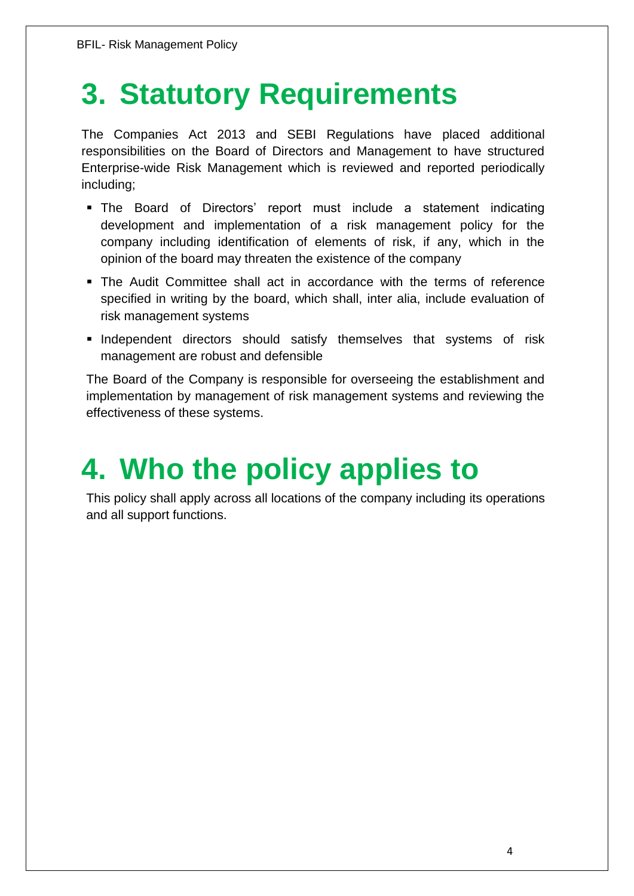# 3. Statutory Requirements

The Companies Act 2013 and SEBI Regulations have placed additional responsibilities on the Board of Directors and Management to have structured Enterprise-wide Risk Management which is reviewed and reported periodically including;

- The Board of Directors' report must include a statement indicating development and implementation of a risk management policy for the company including identification of elements of risk, if any, which in the opinion of the board may threaten the existence of the company
- The Audit Committee shall act in accordance with the terms of reference specified in writing by the board, which shall, inter alia, include evaluation of risk management systems
- Independent directors should satisfy themselves that systems of risk management are robust and defensible

The Board of the Company is responsible for overseeing the establishment and implementation by management of risk management systems and reviewing the effectiveness of these systems.

# 4. Who the policy applies to

This policy shall apply across all locations of the company including its operations and all support functions.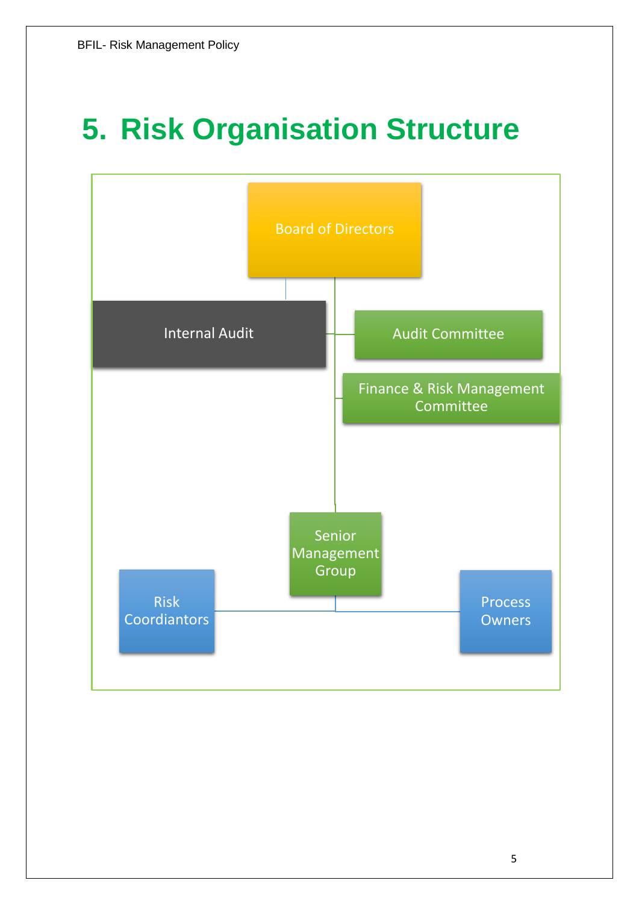# 5. Risk Organisation Structure

Board of Directors

Internal Audit

Audit Committee

Finance & Risk Management Committee

Senior Management Group

Risk Coordiantors

Process Owners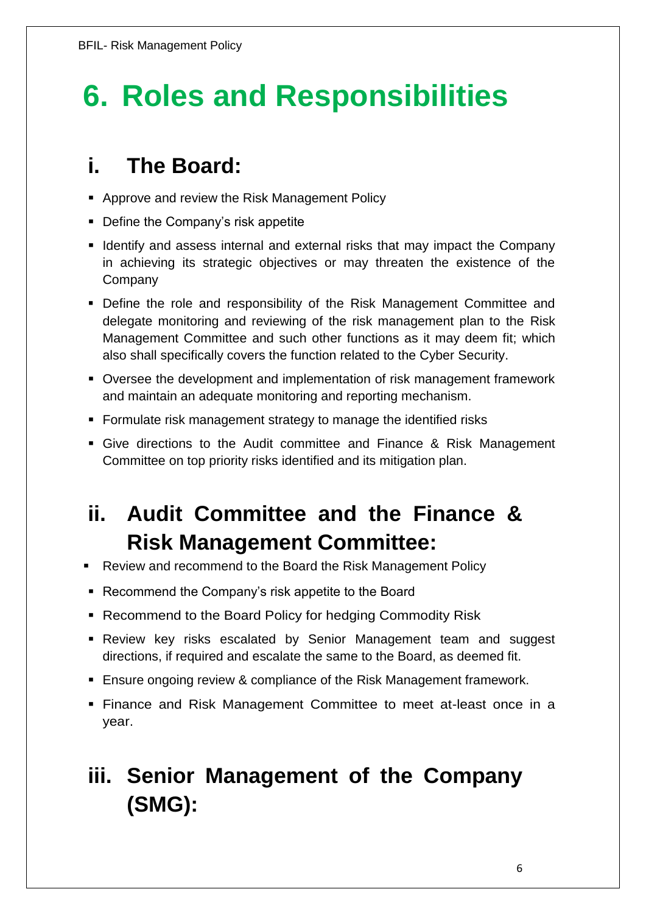# 6. Roles and Responsibilities

## i. The Board:

- Approve and review the Risk Management Policy
- Define the Company's risk appetite
- Identify and assess internal and external risks that may impact the Company in achieving its strategic objectives or may threaten the existence of the Company
- Define the role and responsibility of the Risk Management Committee and delegate monitoring and reviewing of the risk management plan to the Risk Management Committee and such other functions as it may deem fit; which also shall specifically covers the function related to the Cyber Security.
- Oversee the development and implementation of risk management framework and maintain an adequate monitoring and reporting mechanism.
- Formulate risk management strategy to manage the identified risks
- Give directions to the Audit committee and Finance & Risk Management Committee on top priority risks identified and its mitigation plan.

## ii. Audit Committee and the Finance & Risk Management Committee:

- Review and recommend to the Board the Risk Management Policy
- Recommend the Company's risk appetite to the Board
- Recommend to the Board Policy for hedging Commodity Risk
- Review key risks escalated by Senior Management team and suggest directions, if required and escalate the same to the Board, as deemed fit.
- Ensure ongoing review & compliance of the Risk Management framework.
- Finance and Risk Management Committee to meet at-least once in a year.

## iii. Senior Management of the Company (SMG):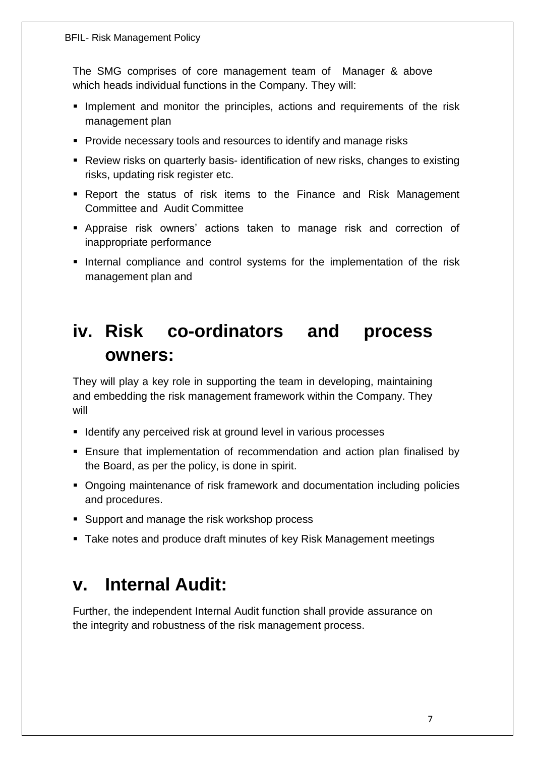The SMG comprises of core management team of Manager & above which heads individual functions in the Company. They will:

- Implement and monitor the principles, actions and requirements of the risk management plan
- Provide necessary tools and resources to identify and manage risks
- Review risks on quarterly basis- identification of new risks, changes to existing risks, updating risk register etc.
- Report the status of risk items to the Finance and Risk Management Committee and Audit Committee
- Appraise risk owners' actions taken to manage risk and correction of inappropriate performance
- Internal compliance and control systems for the implementation of the risk management plan and

## iv. Risk co-ordinators and process owners:

They will play a key role in supporting the team in developing, maintaining and embedding the risk management framework within the Company. They will

- Identify any perceived risk at ground level in various processes
- Ensure that implementation of recommendation and action plan finalised by the Board, as per the policy, is done in spirit.
- Ongoing maintenance of risk framework and documentation including policies and procedures.
- Support and manage the risk workshop process
- Take notes and produce draft minutes of key Risk Management meetings

## v. Internal Audit:

Further, the independent Internal Audit function shall provide assurance on the integrity and robustness of the risk management process.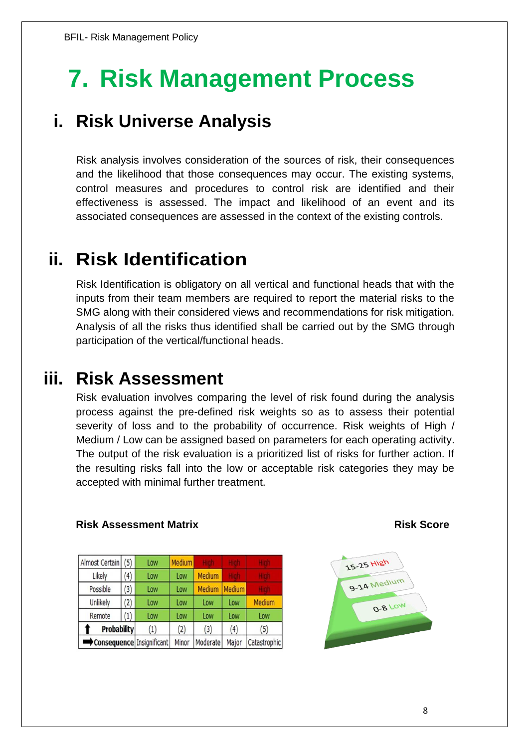# 7. Risk Management Process

## i. Risk Universe Analysis

Risk analysis involves consideration of the sources of risk, their consequences and the likelihood that those consequences may occur. The existing systems, control measures and procedures to control risk are identified and their effectiveness is assessed. The impact and likelihood of an event and its associated consequences are assessed in the context of the existing controls.

## ii. Risk Identification

Risk Identification is obligatory on all vertical and functional heads that with the inputs from their team members are required to report the material risks to the SMG along with their considered views and recommendations for risk mitigation. Analysis of all the risks thus identified shall be carried out by the SMG through participation of the vertical/functional heads.

## iii. Risk Assessment

Risk evaluation involves comparing the level of risk found during the analysis process against the pre-defined risk weights so as to assess their potential severity of loss and to the probability of occurrence. Risk weights of High / Medium / Low can be assigned based on parameters for each operating activity. The output of the risk evaluation is a prioritized list of risks for further action. If the resulting risks fall into the low or acceptable risk categories they may be accepted with minimal further treatment.

**Risk Assessment Matrix**

| Almost Certain | (5) | Low | Medium | High | High | High |
|---|---|---|---|---|---|---|
| Likely | (4) | Low | Low | Medium | High | High |
| Possible | (3) | Low | Low | Medium | Medium | High |
| Unlikely | (2) | Low | Low | Low | Low | Medium |
| Remote | (1) | Low | Low | Low | Low | Low |
| ↑ Probability | | (1) | (2) | (3) | (4) | (5) |
| ➡ Consequence | | Insignificant | Minor | Moderate | Major | Catastrophic |

**Risk Score**

- 15-25 High
- 9-14 Medium
- 0-8 Low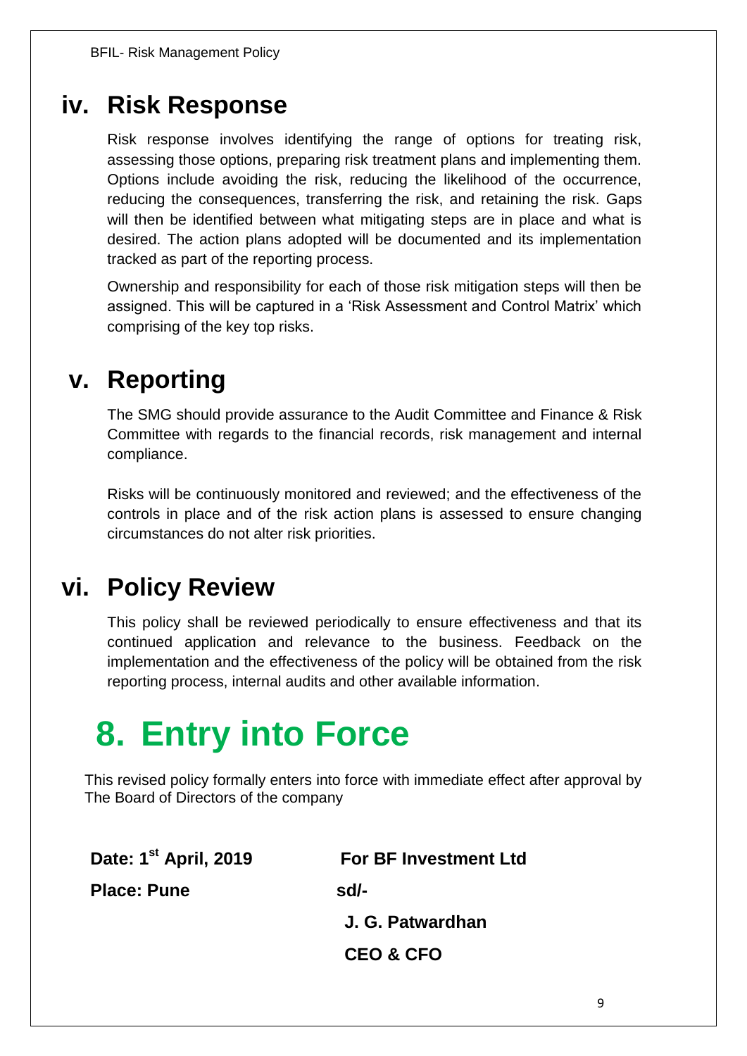### iv. Risk Response

Risk response involves identifying the range of options for treating risk, assessing those options, preparing risk treatment plans and implementing them. Options include avoiding the risk, reducing the likelihood of the occurrence, reducing the consequences, transferring the risk, and retaining the risk. Gaps will then be identified between what mitigating steps are in place and what is desired. The action plans adopted will be documented and its implementation tracked as part of the reporting process.

Ownership and responsibility for each of those risk mitigation steps will then be assigned. This will be captured in a 'Risk Assessment and Control Matrix' which comprising of the key top risks.

### v. Reporting

The SMG should provide assurance to the Audit Committee and Finance & Risk Committee with regards to the financial records, risk management and internal compliance.

Risks will be continuously monitored and reviewed; and the effectiveness of the controls in place and of the risk action plans is assessed to ensure changing circumstances do not alter risk priorities.

### vi. Policy Review

This policy shall be reviewed periodically to ensure effectiveness and that its continued application and relevance to the business. Feedback on the implementation and the effectiveness of the policy will be obtained from the risk reporting process, internal audits and other available information.

## 8. Entry into Force

This revised policy formally enters into force with immediate effect after approval by The Board of Directors of the company

**Date: 1st April, 2019**

**Place: Pune**

**For BF Investment Ltd**

**sd/-**

**J. G. Patwardhan**

**CEO & CFO**